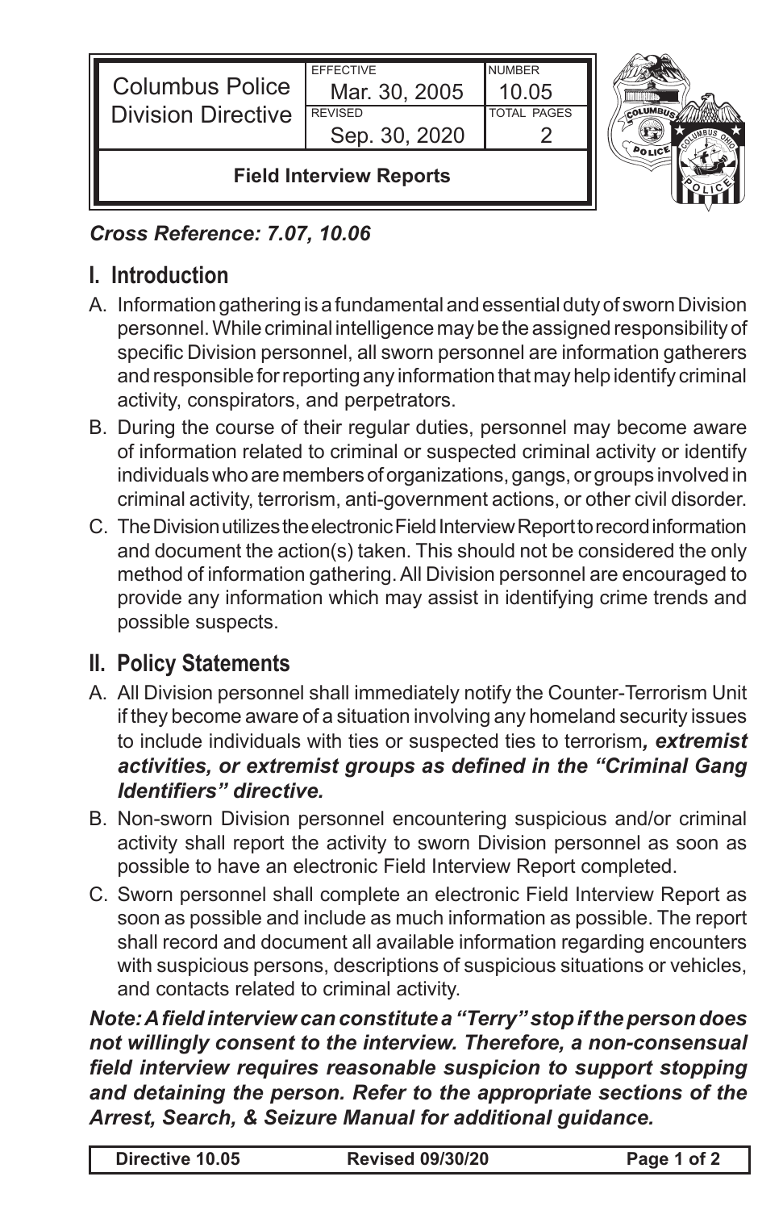| Columbus Police Division Directive | EFFECTIVE Mar. 30, 2005 | NUMBER 10.05 |
| --- | --- | --- |
| | REVISED Sep. 30, 2020 | TOTAL PAGES 2 |
| **Field Interview Reports** | | |

***Cross Reference: 7.07, 10.06***

## I. Introduction

A. Information gathering is a fundamental and essential duty of sworn Division personnel. While criminal intelligence may be the assigned responsibility of specific Division personnel, all sworn personnel are information gatherers and responsible for reporting any information that may help identify criminal activity, conspirators, and perpetrators.

B. During the course of their regular duties, personnel may become aware of information related to criminal or suspected criminal activity or identify individuals who are members of organizations, gangs, or groups involved in criminal activity, terrorism, anti-government actions, or other civil disorder.

C. The Division utilizes the electronic Field Interview Report to record information and document the action(s) taken. This should not be considered the only method of information gathering. All Division personnel are encouraged to provide any information which may assist in identifying crime trends and possible suspects.

## II. Policy Statements

A. All Division personnel shall immediately notify the Counter-Terrorism Unit if they become aware of a situation involving any homeland security issues to include individuals with ties or suspected ties to terrorism***, extremist activities, or extremist groups as defined in the "Criminal Gang Identifiers" directive.***

B. Non-sworn Division personnel encountering suspicious and/or criminal activity shall report the activity to sworn Division personnel as soon as possible to have an electronic Field Interview Report completed.

C. Sworn personnel shall complete an electronic Field Interview Report as soon as possible and include as much information as possible. The report shall record and document all available information regarding encounters with suspicious persons, descriptions of suspicious situations or vehicles, and contacts related to criminal activity.

***Note: A field interview can constitute a "Terry" stop if the person does not willingly consent to the interview. Therefore, a non-consensual field interview requires reasonable suspicion to support stopping and detaining the person. Refer to the appropriate sections of the Arrest, Search, & Seizure Manual for additional guidance.***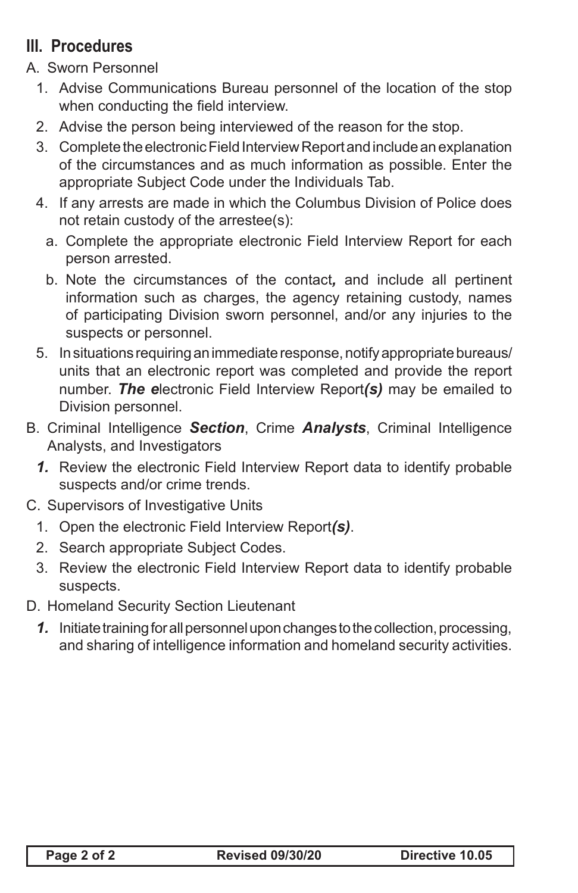## III. Procedures

A. Sworn Personnel

1. Advise Communications Bureau personnel of the location of the stop when conducting the field interview.
2. Advise the person being interviewed of the reason for the stop.
3. Complete the electronic Field Interview Report and include an explanation of the circumstances and as much information as possible. Enter the appropriate Subject Code under the Individuals Tab.
4. If any arrests are made in which the Columbus Division of Police does not retain custody of the arrestee(s):
   a. Complete the appropriate electronic Field Interview Report for each person arrested.
   b. Note the circumstances of the contact***,*** and include all pertinent information such as charges, the agency retaining custody, names of participating Division sworn personnel, and/or any injuries to the suspects or personnel.
5. In situations requiring an immediate response, notify appropriate bureaus/units that an electronic report was completed and provide the report number. ***The e***lectronic Field Interview Report***(s)*** may be emailed to Division personnel.

B. Criminal Intelligence ***Section***, Crime ***Analysts***, Criminal Intelligence Analysts, and Investigators

***1.*** Review the electronic Field Interview Report data to identify probable suspects and/or crime trends.

C. Supervisors of Investigative Units

1. Open the electronic Field Interview Report***(s)***.
2. Search appropriate Subject Codes.
3. Review the electronic Field Interview Report data to identify probable suspects.

D. Homeland Security Section Lieutenant

***1.*** Initiate training for all personnel upon changes to the collection, processing, and sharing of intelligence information and homeland security activities.